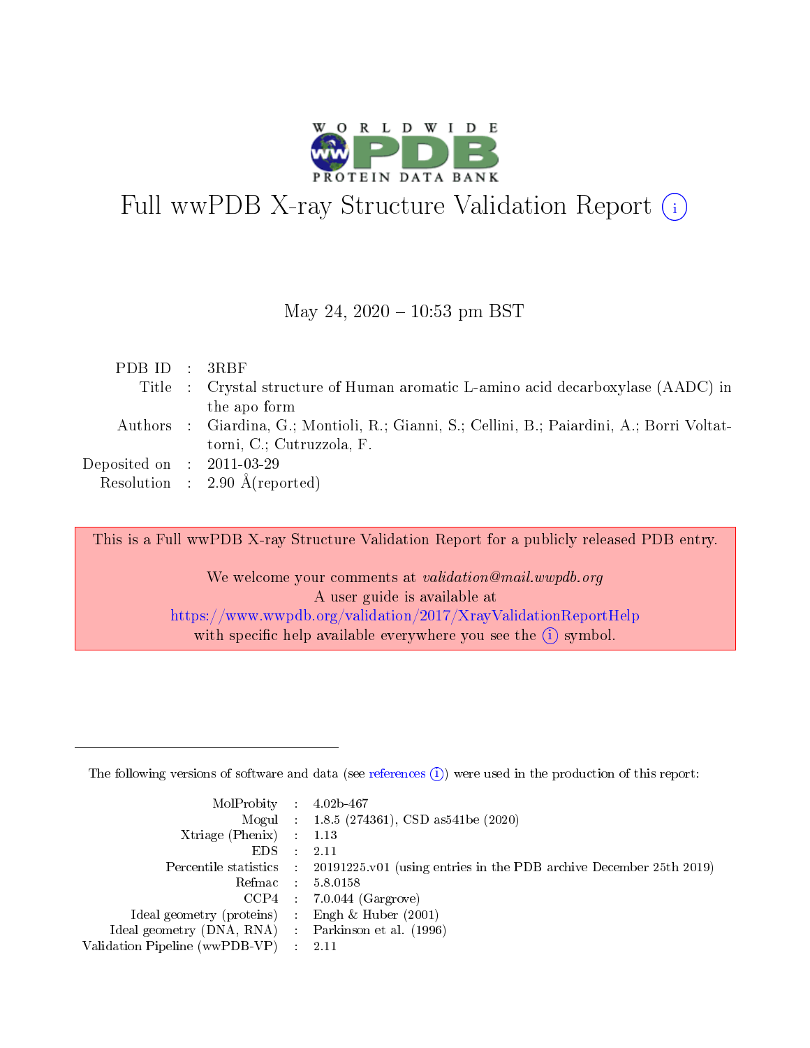# Full wwPDB X-ray Structure Validation Report (i)

May 24, 2020 – 10:53 pm BST

| | | |
|---|---|---|
| PDB ID | : | 3RBF |
| Title | : | Crystal structure of Human aromatic L-amino acid decarboxylase (AADC) in the apo form |
| Authors | : | Giardina, G.; Montioli, R.; Gianni, S.; Cellini, B.; Paiardini, A.; Borri Voltattorni, C.; Cutruzzola, F. |
| Deposited on | : | 2011-03-29 |
| Resolution | : | 2.90 Å(reported) |

This is a Full wwPDB X-ray Structure Validation Report for a publicly released PDB entry.

We welcome your comments at *validation@mail.wwpdb.org*
A user guide is available at
https://www.wwpdb.org/validation/2017/XrayValidationReportHelp
with specific help available everywhere you see the (i) symbol.

The following versions of software and data (see references (i)) were used in the production of this report:

| | | |
|---|---|---|
| MolProbity | : | 4.02b-467 |
| Mogul | : | 1.8.5 (274361), CSD as541be (2020) |
| Xtriage (Phenix) | : | 1.13 |
| EDS | : | 2.11 |
| Percentile statistics | : | 20191225.v01 (using entries in the PDB archive December 25th 2019) |
| Refmac | : | 5.8.0158 |
| CCP4 | : | 7.0.044 (Gargrove) |
| Ideal geometry (proteins) | : | Engh & Huber (2001) |
| Ideal geometry (DNA, RNA) | : | Parkinson et al. (1996) |
| Validation Pipeline (wwPDB-VP) | : | 2.11 |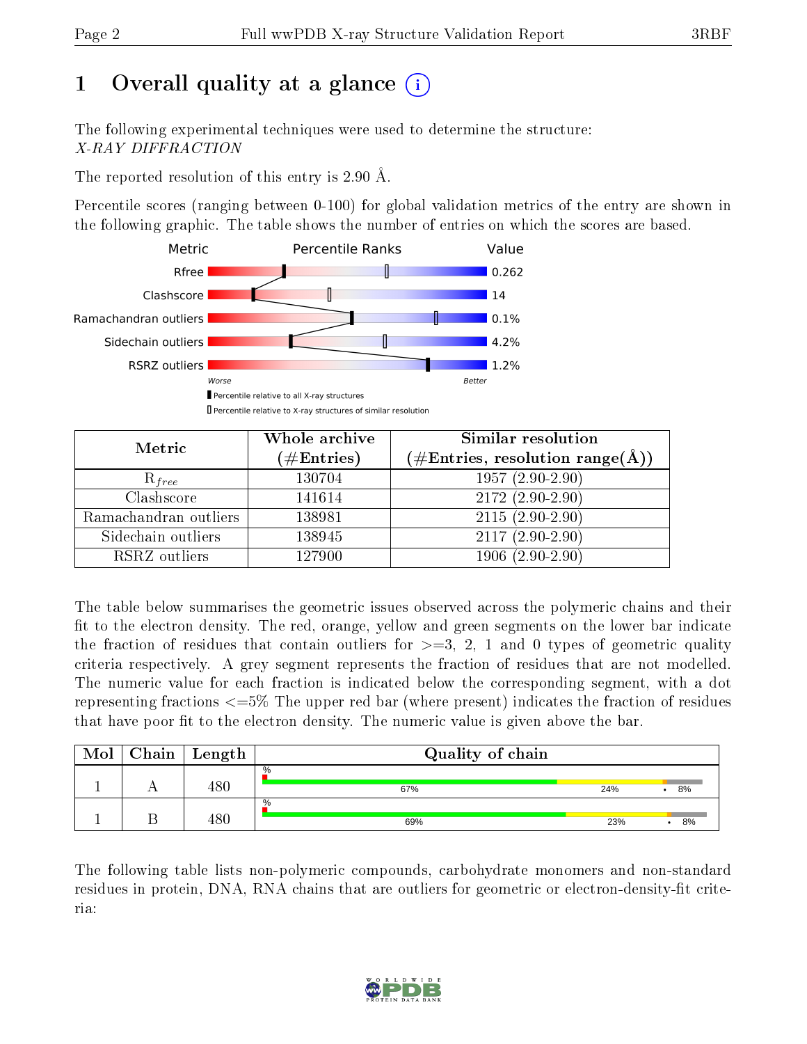# 1 Overall quality at a glance (i)

The following experimental techniques were used to determine the structure:
*X-RAY DIFFRACTION*

The reported resolution of this entry is 2.90 Å.

Percentile scores (ranging between 0-100) for global validation metrics of the entry are shown in the following graphic. The table shows the number of entries on which the scores are based.

| Metric | Value |
|---|---|
| Rfree | 0.262 |
| Clashscore | 14 |
| Ramachandran outliers | 0.1% |
| Sidechain outliers | 4.2% |
| RSRZ outliers | 1.2% |

Worse — Better

▮ Percentile relative to all X-ray structures

▯ Percentile relative to X-ray structures of similar resolution

| Metric | Whole archive (#Entries) | Similar resolution (#Entries, resolution range(Å)) |
|---|---|---|
| $R_{free}$ | 130704 | 1957 (2.90-2.90) |
| Clashscore | 141614 | 2172 (2.90-2.90) |
| Ramachandran outliers | 138981 | 2115 (2.90-2.90) |
| Sidechain outliers | 138945 | 2117 (2.90-2.90) |
| RSRZ outliers | 127900 | 1906 (2.90-2.90) |

The table below summarises the geometric issues observed across the polymeric chains and their fit to the electron density. The red, orange, yellow and green segments on the lower bar indicate the fraction of residues that contain outliers for >=3, 2, 1 and 0 types of geometric quality criteria respectively. A grey segment represents the fraction of residues that are not modelled. The numeric value for each fraction is indicated below the corresponding segment, with a dot representing fractions <=5% The upper red bar (where present) indicates the fraction of residues that have poor fit to the electron density. The numeric value is given above the bar.

| Mol | Chain | Length | Quality of chain |
|---|---|---|---|
| 1 | A | 480 | % ; 67% ; 24% ; • ; 8% |
| 1 | B | 480 | % ; 69% ; 23% ; • ; 8% |

The following table lists non-polymeric compounds, carbohydrate monomers and non-standard residues in protein, DNA, RNA chains that are outliers for geometric or electron-density-fit criteria: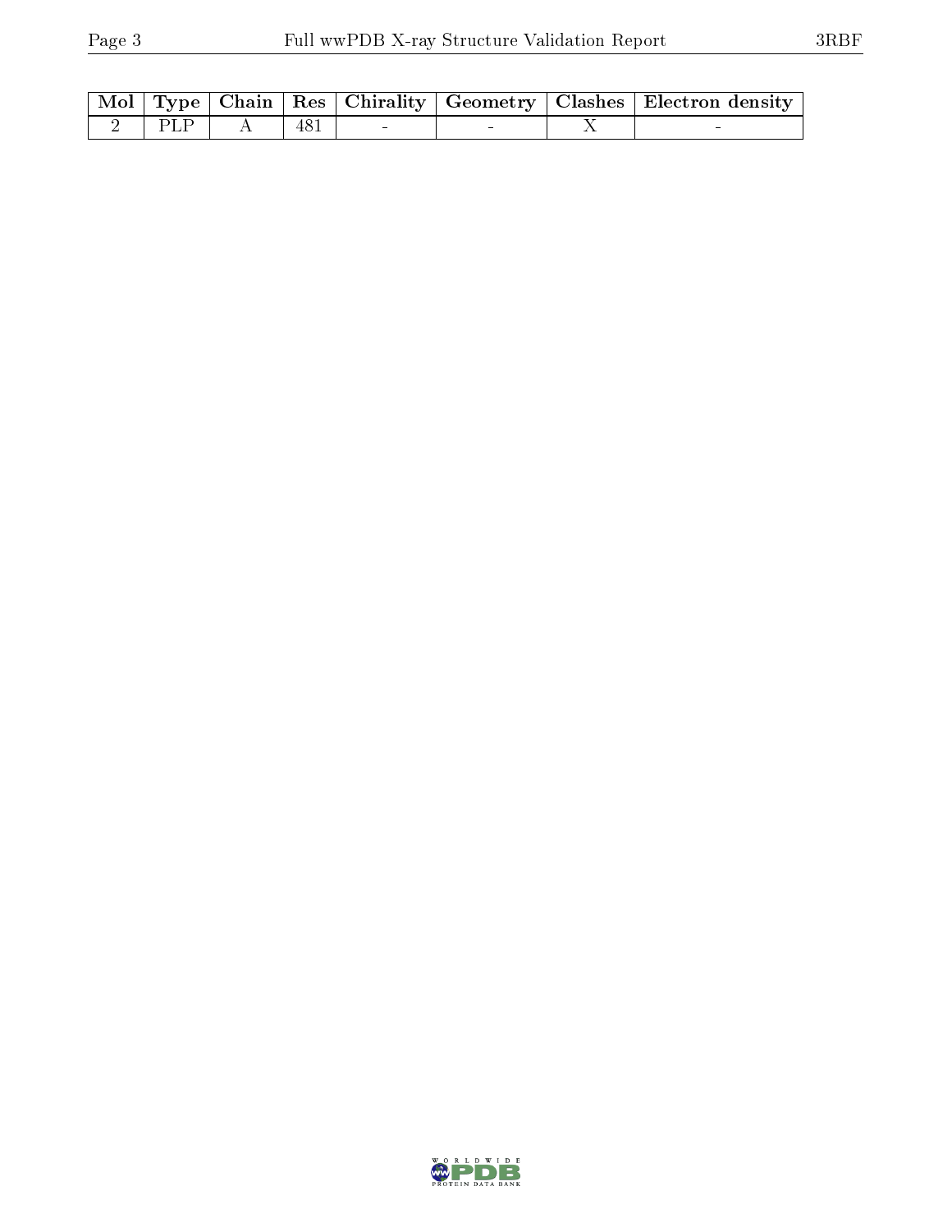| Mol | Type | Chain | Res | Chirality | Geometry | Clashes | Electron density |
|---|---|---|---|---|---|---|---|
| 2 | PLP | A | 481 | - | - | X | - |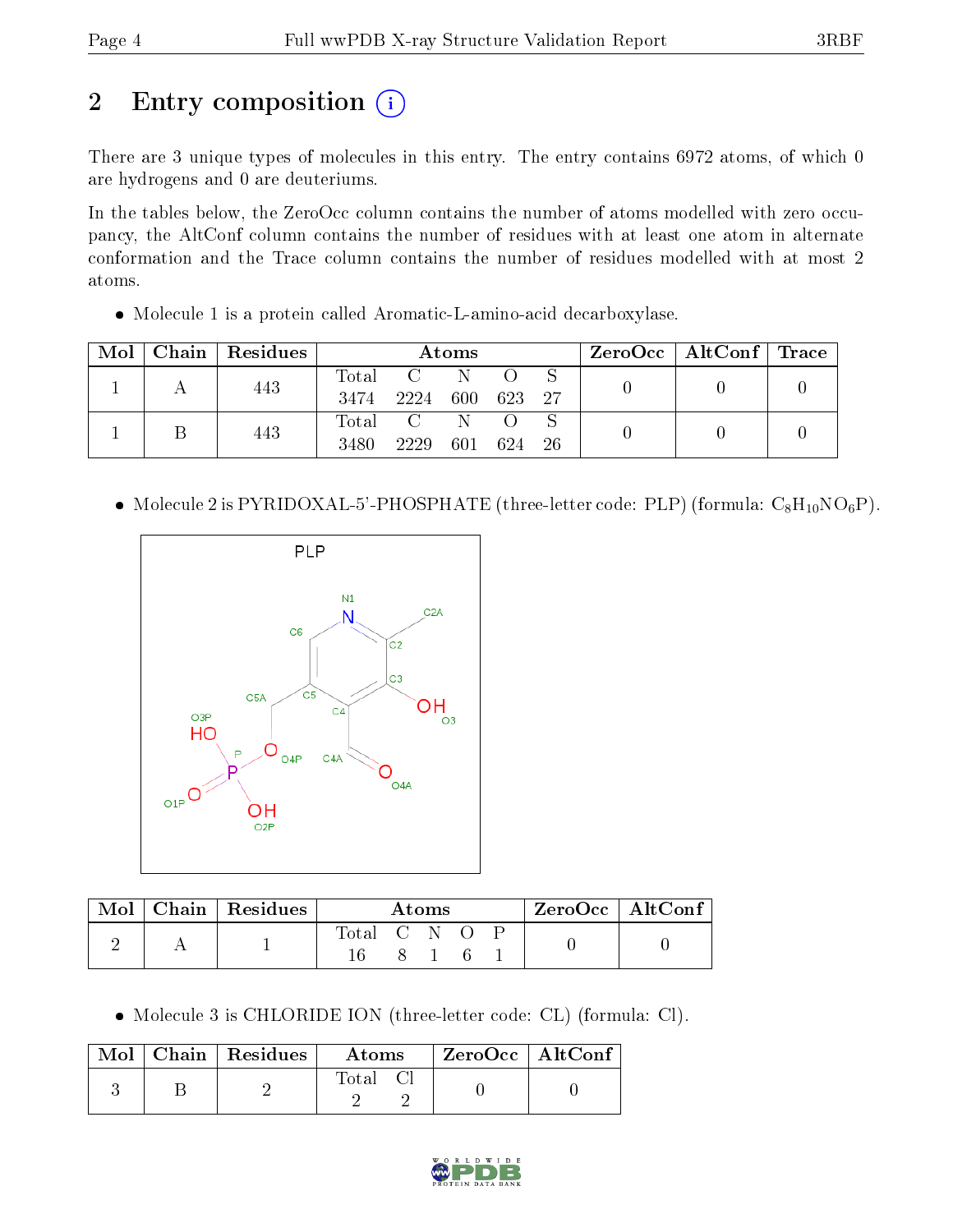# 2 Entry composition

There are 3 unique types of molecules in this entry. The entry contains 6972 atoms, of which 0 are hydrogens and 0 are deuteriums.

In the tables below, the ZeroOcc column contains the number of atoms modelled with zero occupancy, the AltConf column contains the number of residues with at least one atom in alternate conformation and the Trace column contains the number of residues modelled with at most 2 atoms.

- Molecule 1 is a protein called Aromatic-L-amino-acid decarboxylase.

| Mol | Chain | Residues | Atoms | | | | | ZeroOcc | AltConf | Trace |
|---|---|---|---|---|---|---|---|---|---|---|
| 1 | A | 443 | Total<br>3474 | C<br>2224 | N<br>600 | O<br>623 | S<br>27 | 0 | 0 | 0 |
| 1 | B | 443 | Total<br>3480 | C<br>2229 | N<br>601 | O<br>624 | S<br>26 | 0 | 0 | 0 |

- Molecule 2 is PYRIDOXAL-5'-PHOSPHATE (three-letter code: PLP) (formula: $C_8H_{10}NO_6P$).

| Mol | Chain | Residues | Atoms | | | | | ZeroOcc | AltConf |
|---|---|---|---|---|---|---|---|---|---|
| 2 | A | 1 | Total<br>16 | C<br>8 | N<br>1 | O<br>6 | P<br>1 | 0 | 0 |

- Molecule 3 is CHLORIDE ION (three-letter code: CL) (formula: Cl).

| Mol | Chain | Residues | Atoms | | ZeroOcc | AltConf |
|---|---|---|---|---|---|---|
| 3 | B | 2 | Total<br>2 | Cl<br>2 | 0 | 0 |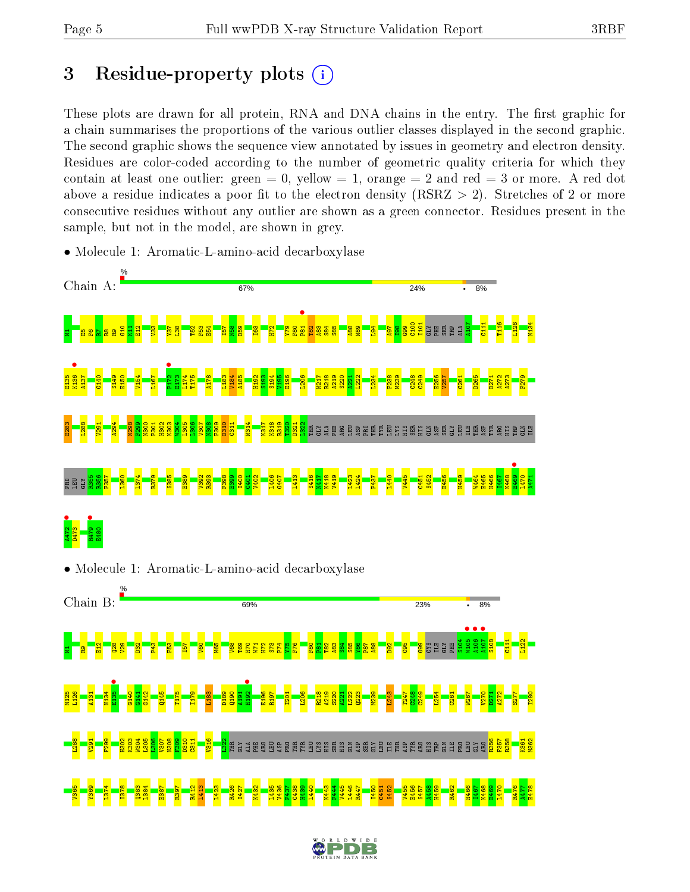# 3 Residue-property plots

These plots are drawn for all protein, RNA and DNA chains in the entry. The first graphic for a chain summarises the proportions of the various outlier classes displayed in the second graphic. The second graphic shows the sequence view annotated by issues in geometry and electron density. Residues are color-coded according to the number of geometric quality criteria for which they contain at least one outlier: green = 0, yellow = 1, orange = 2 and red = 3 or more. A red dot above a residue indicates a poor fit to the electron density (RSRZ > 2). Stretches of 2 or more consecutive residues without any outlier are shown as a green connector. Residues present in the sample, but not in the model, are shown in grey.

- Molecule 1: Aromatic-L-amino-acid decarboxylase

Chain A: 67% 24% • 8%

M1 E5 F6 R7 R8 R9 G10 K11 E12 V33 Y37 L38 T52 F53 E54 I57 N58 D59 I63 H72 Y79 F80 P81 T82 A83 S84 S85 A88 M89 L94 A97 I98 G99 C100 I101 GLY PHE SER TRP ALA A107 C111 T116 L126 N134 E135 K136 A137 G140 S149 E150 V154 I167 F172 E173 L174 T175 A178 L183 V184 A185 H192 S193 S194 V195 E196 L206 M217 R218 A219 S220 A221 L222 L234 F238 M239 C248 C249 E256 V257 C261 D265 D271 A272 A273 F279 E283 L288 V291 A294 N298 F299 N300 P301 H302 K303 W304 L305 L306 V307 N308 F309 D310 C311 M314 K317 K318 R319 T320 D321 L322 THR GLY ALA PHE ARG LEU ASP PRO THR TYR LEU LYS HIS SER HIS GLN ASP SER GLY LEU ILE THR ASP TYR ARG HIS TRP GLN ILE PRO LEU GLY R355 R356 F357 L360 L374 R379 S385 E389 V392 R393 F398 E399 I400 C401 V402 L406 G407 L413 S416 N417 K418 V419 L423 L424 P437 I440 V445 C451 S452 E456 H459 W464 H465 H466 K467 K468 F469 L470 A471 A472 D473 R479 E480

- Molecule 1: Aromatic-L-amino-acid decarboxylase

Chain B: 69% 23% • 8%

M1 R9 E12 Q28 V29 D32 P43 F53 I57 V60 M65 V68 T69 H70 W71 H72 S73 P74 Y75 F76 F80 P81 T82 A83 S84 S85 Y86 P87 A88 D92 C95 G99 CYS ILE GLY PHE S104 W105 A106 A107 S108 C111 L122 M125 L126 A131 N134 E135 G140 G141 G142 Q145 T175 I179 L183 D189 Q190 A191 H192 E196 R197 I201 L206 R218 A219 S220 A221 L222 Q223 M239 L243 T247 C248 C249 L254 C261 W267 V270 D271 A272 S277 I280 L288 V291 F299 H302 K303 W304 L305 L306 V307 N308 F309 D310 C311 V316 L322 THR GLY ALA PHE ARG LEU ASP PRO THR TYR LEU LYS HIS SER HIS GLN ASP SER GLY LEU ILE THR ASP TYR ARG HIS TRP GLN ILE PRO LEU GLY ARG R356 F357 R358 K361 M362 V365 Y369 L374 I378 Q383 L384 E387 R397 R412 L413 L423 R426 I427 K432 L435 V436 P437 C438 H439 L440 K443 F444 V445 L446 R447 I450 C451 S452 V455 E456 S457 A458 H459 R462 H466 K467 K468 F469 L470 R476 A477 E478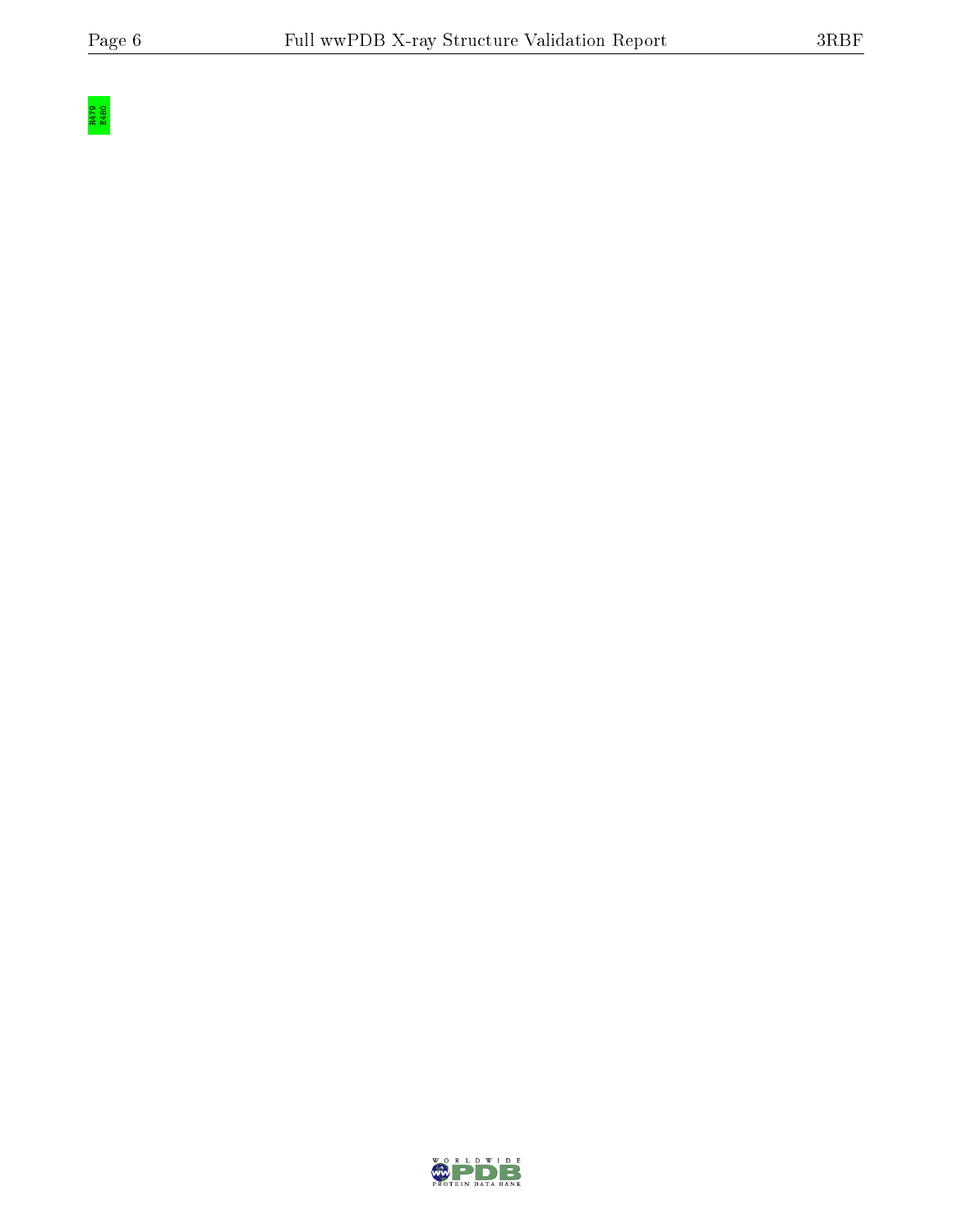R479
E480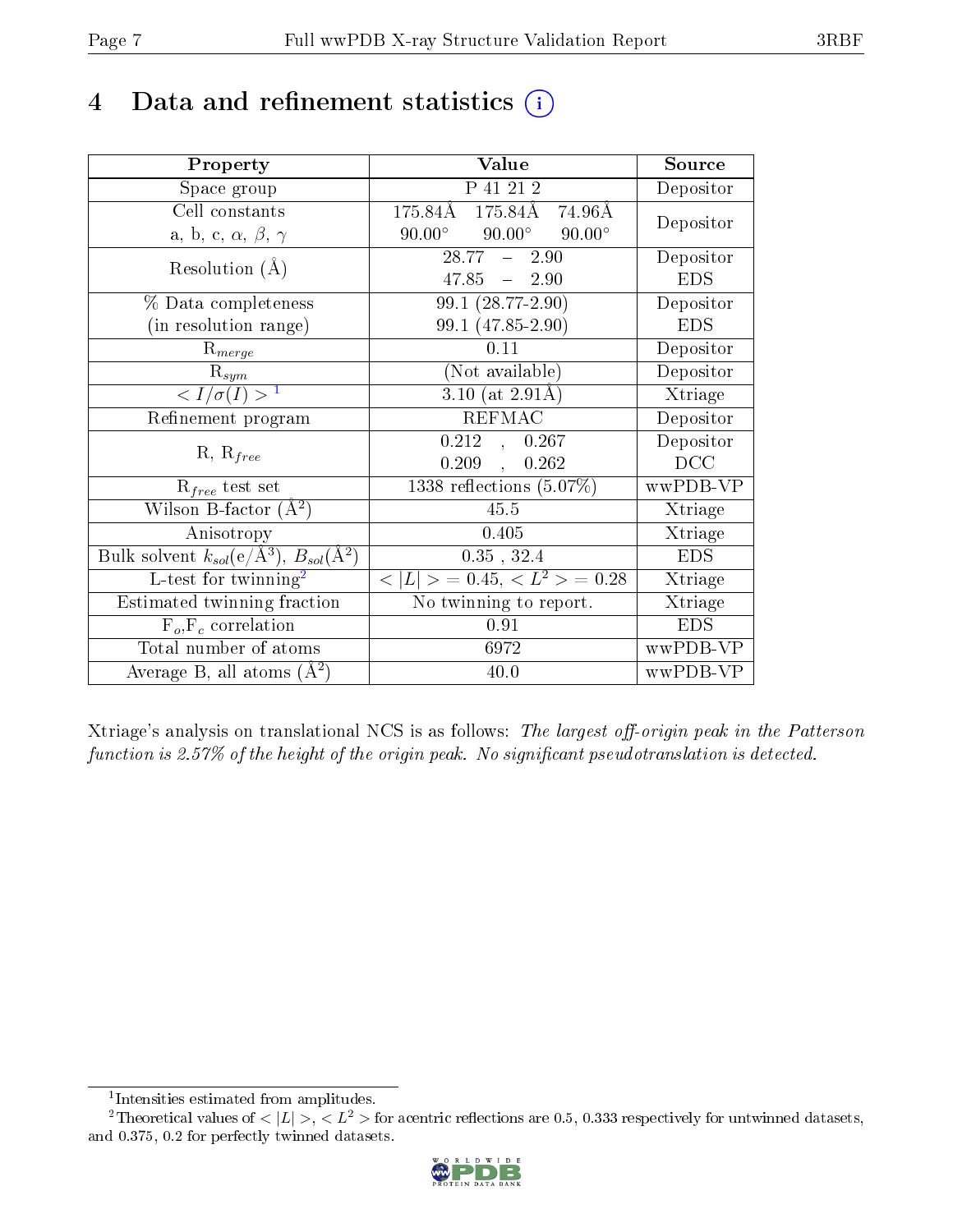# 4 Data and refinement statistics

| Property | Value | Source |
|---|---|---|
| Space group | P 41 21 2 | Depositor |
| Cell constants<br>a, b, c, $\alpha$, $\beta$, $\gamma$ | 175.84Å 175.84Å 74.96Å<br>90.00° 90.00° 90.00° | Depositor |
| Resolution (Å) | 28.77 – 2.90<br>47.85 – 2.90 | Depositor<br>EDS |
| % Data completeness<br>(in resolution range) | 99.1 (28.77-2.90)<br>99.1 (47.85-2.90) | Depositor<br>EDS |
| $R_{merge}$ | 0.11 | Depositor |
| $R_{sym}$ | (Not available) | Depositor |
| $< I/\sigma(I) >$ [1] | 3.10 (at 2.91Å) | Xtriage |
| Refinement program | REFMAC | Depositor |
| R, $R_{free}$ | 0.212 , 0.267<br>0.209 , 0.262 | Depositor<br>DCC |
| $R_{free}$ test set | 1338 reflections (5.07%) | wwPDB-VP |
| Wilson B-factor (Å$^2$) | 45.5 | Xtriage |
| Anisotropy | 0.405 | Xtriage |
| Bulk solvent $k_{sol}$(e/Å$^3$), $B_{sol}$(Å$^2$) | 0.35 , 32.4 | EDS |
| L-test for twinning[2] | $< \|L\| >$ = 0.45, $< L^2 >$ = 0.28 | Xtriage |
| Estimated twinning fraction | No twinning to report. | Xtriage |
| $F_o$,$F_c$ correlation | 0.91 | EDS |
| Total number of atoms | 6972 | wwPDB-VP |
| Average B, all atoms (Å$^2$) | 40.0 | wwPDB-VP |

Xtriage's analysis on translational NCS is as follows: *The largest off-origin peak in the Patterson function is 2.57% of the height of the origin peak. No significant pseudotranslation is detected.*

[1] Intensities estimated from amplitudes.

[2] Theoretical values of $< |L| >$, $< L^2 >$ for acentric reflections are 0.5, 0.333 respectively for untwinned datasets, and 0.375, 0.2 for perfectly twinned datasets.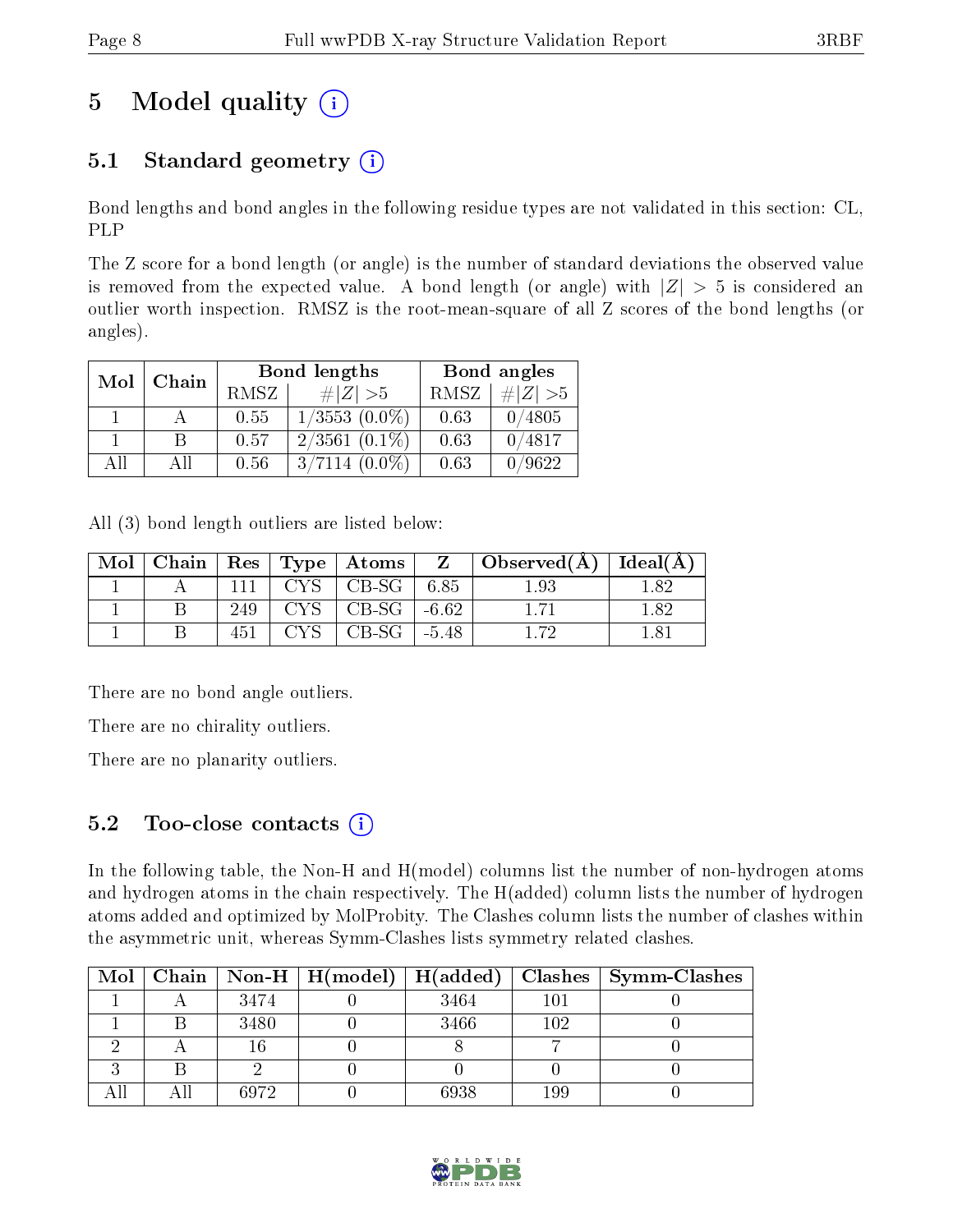# 5 Model quality (i)

## 5.1 Standard geometry (i)

Bond lengths and bond angles in the following residue types are not validated in this section: CL, PLP

The Z score for a bond length (or angle) is the number of standard deviations the observed value is removed from the expected value. A bond length (or angle) with $|Z| > 5$ is considered an outlier worth inspection. RMSZ is the root-mean-square of all Z scores of the bond lengths (or angles).

| Mol | Chain | Bond lengths | | Bond angles | |
|---|---|---|---|---|---|
| | | RMSZ | $\#\|Z\|>5$ | RMSZ | $\#\|Z\|>5$ |
| 1 | A | 0.55 | 1/3553 (0.0%) | 0.63 | 0/4805 |
| 1 | B | 0.57 | 2/3561 (0.1%) | 0.63 | 0/4817 |
| All | All | 0.56 | 3/7114 (0.0%) | 0.63 | 0/9622 |

All (3) bond length outliers are listed below:

| Mol | Chain | Res | Type | Atoms | Z | Observed(Å) | Ideal(Å) |
|---|---|---|---|---|---|---|---|
| 1 | A | 111 | CYS | CB-SG | 6.85 | 1.93 | 1.82 |
| 1 | B | 249 | CYS | CB-SG | -6.62 | 1.71 | 1.82 |
| 1 | B | 451 | CYS | CB-SG | -5.48 | 1.72 | 1.81 |

There are no bond angle outliers.

There are no chirality outliers.

There are no planarity outliers.

## 5.2 Too-close contacts (i)

In the following table, the Non-H and H(model) columns list the number of non-hydrogen atoms and hydrogen atoms in the chain respectively. The H(added) column lists the number of hydrogen atoms added and optimized by MolProbity. The Clashes column lists the number of clashes within the asymmetric unit, whereas Symm-Clashes lists symmetry related clashes.

| Mol | Chain | Non-H | H(model) | H(added) | Clashes | Symm-Clashes |
|---|---|---|---|---|---|---|
| 1 | A | 3474 | 0 | 3464 | 101 | 0 |
| 1 | B | 3480 | 0 | 3466 | 102 | 0 |
| 2 | A | 16 | 0 | 8 | 7 | 0 |
| 3 | B | 2 | 0 | 0 | 0 | 0 |
| All | All | 6972 | 0 | 6938 | 199 | 0 |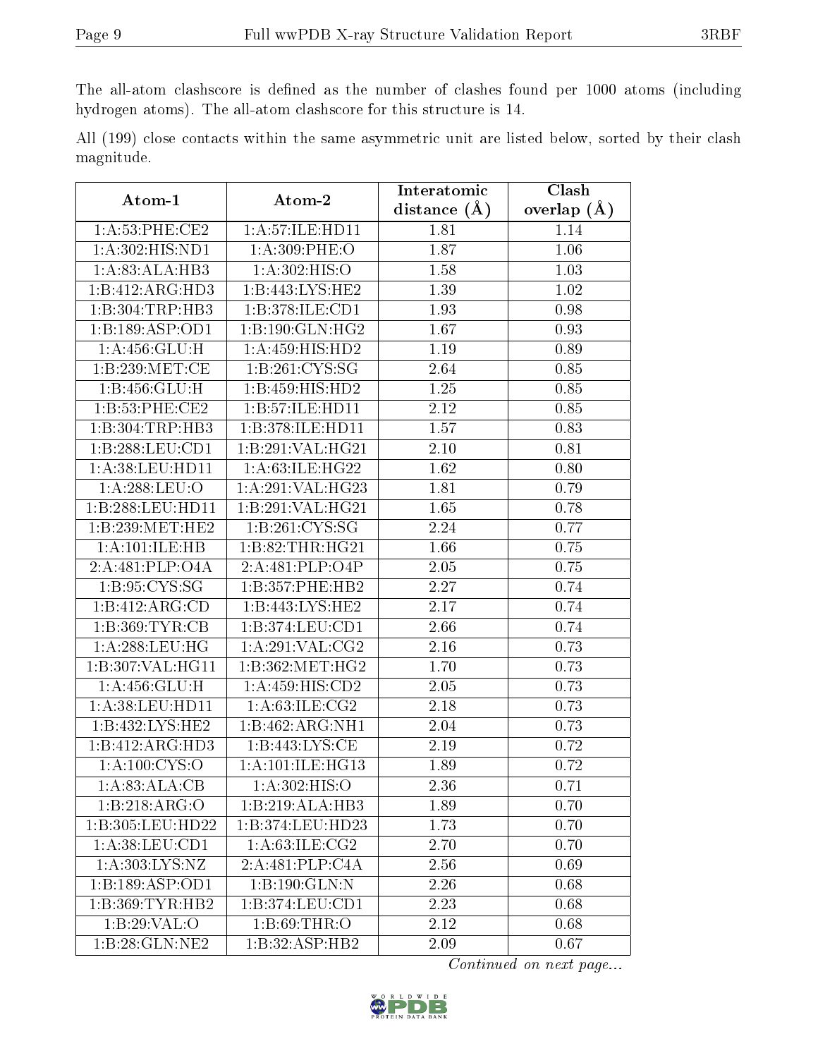The all-atom clashscore is defined as the number of clashes found per 1000 atoms (including hydrogen atoms). The all-atom clashscore for this structure is 14.

All (199) close contacts within the same asymmetric unit are listed below, sorted by their clash magnitude.

| Atom-1 | Atom-2 | Interatomic distance (Å) | Clash overlap (Å) |
|---|---|---|---|
| 1:A:53:PHE:CE2 | 1:A:57:ILE:HD11 | 1.81 | 1.14 |
| 1:A:302:HIS:ND1 | 1:A:309:PHE:O | 1.87 | 1.06 |
| 1:A:83:ALA:HB3 | 1:A:302:HIS:O | 1.58 | 1.03 |
| 1:B:412:ARG:HD3 | 1:B:443:LYS:HE2 | 1.39 | 1.02 |
| 1:B:304:TRP:HB3 | 1:B:378:ILE:CD1 | 1.93 | 0.98 |
| 1:B:189:ASP:OD1 | 1:B:190:GLN:HG2 | 1.67 | 0.93 |
| 1:A:456:GLU:H | 1:A:459:HIS:HD2 | 1.19 | 0.89 |
| 1:B:239:MET:CE | 1:B:261:CYS:SG | 2.64 | 0.85 |
| 1:B:456:GLU:H | 1:B:459:HIS:HD2 | 1.25 | 0.85 |
| 1:B:53:PHE:CE2 | 1:B:57:ILE:HD11 | 2.12 | 0.85 |
| 1:B:304:TRP:HB3 | 1:B:378:ILE:HD11 | 1.57 | 0.83 |
| 1:B:288:LEU:CD1 | 1:B:291:VAL:HG21 | 2.10 | 0.81 |
| 1:A:38:LEU:HD11 | 1:A:63:ILE:HG22 | 1.62 | 0.80 |
| 1:A:288:LEU:O | 1:A:291:VAL:HG23 | 1.81 | 0.79 |
| 1:B:288:LEU:HD11 | 1:B:291:VAL:HG21 | 1.65 | 0.78 |
| 1:B:239:MET:HE2 | 1:B:261:CYS:SG | 2.24 | 0.77 |
| 1:A:101:ILE:HB | 1:B:82:THR:HG21 | 1.66 | 0.75 |
| 2:A:481:PLP:O4A | 2:A:481:PLP:O4P | 2.05 | 0.75 |
| 1:B:95:CYS:SG | 1:B:357:PHE:HB2 | 2.27 | 0.74 |
| 1:B:412:ARG:CD | 1:B:443:LYS:HE2 | 2.17 | 0.74 |
| 1:B:369:TYR:CB | 1:B:374:LEU:CD1 | 2.66 | 0.74 |
| 1:A:288:LEU:HG | 1:A:291:VAL:CG2 | 2.16 | 0.73 |
| 1:B:307:VAL:HG11 | 1:B:362:MET:HG2 | 1.70 | 0.73 |
| 1:A:456:GLU:H | 1:A:459:HIS:CD2 | 2.05 | 0.73 |
| 1:A:38:LEU:HD11 | 1:A:63:ILE:CG2 | 2.18 | 0.73 |
| 1:B:432:LYS:HE2 | 1:B:462:ARG:NH1 | 2.04 | 0.73 |
| 1:B:412:ARG:HD3 | 1:B:443:LYS:CE | 2.19 | 0.72 |
| 1:A:100:CYS:O | 1:A:101:ILE:HG13 | 1.89 | 0.72 |
| 1:A:83:ALA:CB | 1:A:302:HIS:O | 2.36 | 0.71 |
| 1:B:218:ARG:O | 1:B:219:ALA:HB3 | 1.89 | 0.70 |
| 1:B:305:LEU:HD22 | 1:B:374:LEU:HD23 | 1.73 | 0.70 |
| 1:A:38:LEU:CD1 | 1:A:63:ILE:CG2 | 2.70 | 0.70 |
| 1:A:303:LYS:NZ | 2:A:481:PLP:C4A | 2.56 | 0.69 |
| 1:B:189:ASP:OD1 | 1:B:190:GLN:N | 2.26 | 0.68 |
| 1:B:369:TYR:HB2 | 1:B:374:LEU:CD1 | 2.23 | 0.68 |
| 1:B:29:VAL:O | 1:B:69:THR:O | 2.12 | 0.68 |
| 1:B:28:GLN:NE2 | 1:B:32:ASP:HB2 | 2.09 | 0.67 |

*Continued on next page...*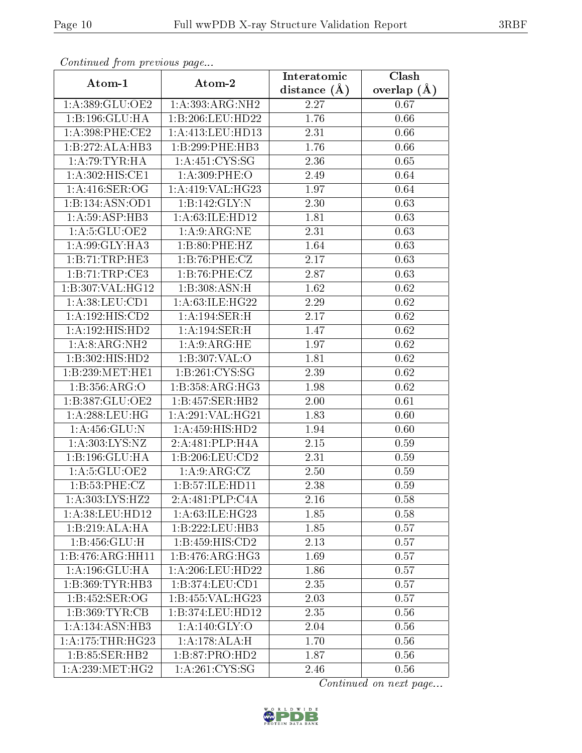*Continued from previous page...*

| Atom-1 | Atom-2 | Interatomic distance (Å) | Clash overlap (Å) |
|---|---|---|---|
| 1:A:389:GLU:OE2 | 1:A:393:ARG:NH2 | 2.27 | 0.67 |
| 1:B:196:GLU:HA | 1:B:206:LEU:HD22 | 1.76 | 0.66 |
| 1:A:398:PHE:CE2 | 1:A:413:LEU:HD13 | 2.31 | 0.66 |
| 1:B:272:ALA:HB3 | 1:B:299:PHE:HB3 | 1.76 | 0.66 |
| 1:A:79:TYR:HA | 1:A:451:CYS:SG | 2.36 | 0.65 |
| 1:A:302:HIS:CE1 | 1:A:309:PHE:O | 2.49 | 0.64 |
| 1:A:416:SER:OG | 1:A:419:VAL:HG23 | 1.97 | 0.64 |
| 1:B:134:ASN:OD1 | 1:B:142:GLY:N | 2.30 | 0.63 |
| 1:A:59:ASP:HB3 | 1:A:63:ILE:HD12 | 1.81 | 0.63 |
| 1:A:5:GLU:OE2 | 1:A:9:ARG:NE | 2.31 | 0.63 |
| 1:A:99:GLY:HA3 | 1:B:80:PHE:HZ | 1.64 | 0.63 |
| 1:B:71:TRP:HE3 | 1:B:76:PHE:CZ | 2.17 | 0.63 |
| 1:B:71:TRP:CE3 | 1:B:76:PHE:CZ | 2.87 | 0.63 |
| 1:B:307:VAL:HG12 | 1:B:308:ASN:H | 1.62 | 0.62 |
| 1:A:38:LEU:CD1 | 1:A:63:ILE:HG22 | 2.29 | 0.62 |
| 1:A:192:HIS:CD2 | 1:A:194:SER:H | 2.17 | 0.62 |
| 1:A:192:HIS:HD2 | 1:A:194:SER:H | 1.47 | 0.62 |
| 1:A:8:ARG:NH2 | 1:A:9:ARG:HE | 1.97 | 0.62 |
| 1:B:302:HIS:HD2 | 1:B:307:VAL:O | 1.81 | 0.62 |
| 1:B:239:MET:HE1 | 1:B:261:CYS:SG | 2.39 | 0.62 |
| 1:B:356:ARG:O | 1:B:358:ARG:HG3 | 1.98 | 0.62 |
| 1:B:387:GLU:OE2 | 1:B:457:SER:HB2 | 2.00 | 0.61 |
| 1:A:288:LEU:HG | 1:A:291:VAL:HG21 | 1.83 | 0.60 |
| 1:A:456:GLU:N | 1:A:459:HIS:HD2 | 1.94 | 0.60 |
| 1:A:303:LYS:NZ | 2:A:481:PLP:H4A | 2.15 | 0.59 |
| 1:B:196:GLU:HA | 1:B:206:LEU:CD2 | 2.31 | 0.59 |
| 1:A:5:GLU:OE2 | 1:A:9:ARG:CZ | 2.50 | 0.59 |
| 1:B:53:PHE:CZ | 1:B:57:ILE:HD11 | 2.38 | 0.59 |
| 1:A:303:LYS:HZ2 | 2:A:481:PLP:C4A | 2.16 | 0.58 |
| 1:A:38:LEU:HD12 | 1:A:63:ILE:HG23 | 1.85 | 0.58 |
| 1:B:219:ALA:HA | 1:B:222:LEU:HB3 | 1.85 | 0.57 |
| 1:B:456:GLU:H | 1:B:459:HIS:CD2 | 2.13 | 0.57 |
| 1:B:476:ARG:HH11 | 1:B:476:ARG:HG3 | 1.69 | 0.57 |
| 1:A:196:GLU:HA | 1:A:206:LEU:HD22 | 1.86 | 0.57 |
| 1:B:369:TYR:HB3 | 1:B:374:LEU:CD1 | 2.35 | 0.57 |
| 1:B:452:SER:OG | 1:B:455:VAL:HG23 | 2.03 | 0.57 |
| 1:B:369:TYR:CB | 1:B:374:LEU:HD12 | 2.35 | 0.56 |
| 1:A:134:ASN:HB3 | 1:A:140:GLY:O | 2.04 | 0.56 |
| 1:A:175:THR:HG23 | 1:A:178:ALA:H | 1.70 | 0.56 |
| 1:B:85:SER:HB2 | 1:B:87:PRO:HD2 | 1.87 | 0.56 |
| 1:A:239:MET:HG2 | 1:A:261:CYS:SG | 2.46 | 0.56 |

*Continued on next page...*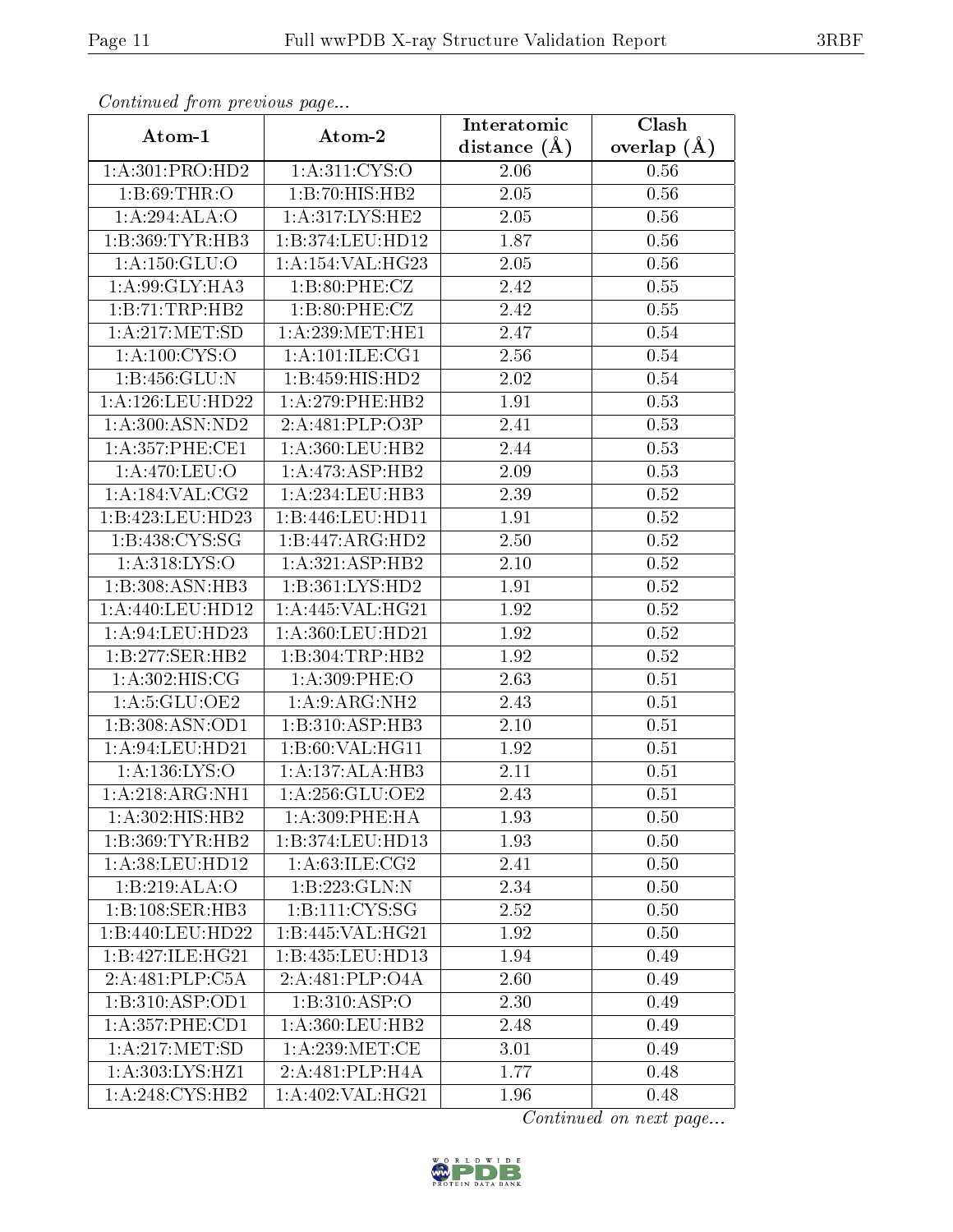*Continued from previous page...*

| Atom-1 | Atom-2 | Interatomic distance (Å) | Clash overlap (Å) |
|---|---|---|---|
| 1:A:301:PRO:HD2 | 1:A:311:CYS:O | 2.06 | 0.56 |
| 1:B:69:THR:O | 1:B:70:HIS:HB2 | 2.05 | 0.56 |
| 1:A:294:ALA:O | 1:A:317:LYS:HE2 | 2.05 | 0.56 |
| 1:B:369:TYR:HB3 | 1:B:374:LEU:HD12 | 1.87 | 0.56 |
| 1:A:150:GLU:O | 1:A:154:VAL:HG23 | 2.05 | 0.56 |
| 1:A:99:GLY:HA3 | 1:B:80:PHE:CZ | 2.42 | 0.55 |
| 1:B:71:TRP:HB2 | 1:B:80:PHE:CZ | 2.42 | 0.55 |
| 1:A:217:MET:SD | 1:A:239:MET:HE1 | 2.47 | 0.54 |
| 1:A:100:CYS:O | 1:A:101:ILE:CG1 | 2.56 | 0.54 |
| 1:B:456:GLU:N | 1:B:459:HIS:HD2 | 2.02 | 0.54 |
| 1:A:126:LEU:HD22 | 1:A:279:PHE:HB2 | 1.91 | 0.53 |
| 1:A:300:ASN:ND2 | 2:A:481:PLP:O3P | 2.41 | 0.53 |
| 1:A:357:PHE:CE1 | 1:A:360:LEU:HB2 | 2.44 | 0.53 |
| 1:A:470:LEU:O | 1:A:473:ASP:HB2 | 2.09 | 0.53 |
| 1:A:184:VAL:CG2 | 1:A:234:LEU:HB3 | 2.39 | 0.52 |
| 1:B:423:LEU:HD23 | 1:B:446:LEU:HD11 | 1.91 | 0.52 |
| 1:B:438:CYS:SG | 1:B:447:ARG:HD2 | 2.50 | 0.52 |
| 1:A:318:LYS:O | 1:A:321:ASP:HB2 | 2.10 | 0.52 |
| 1:B:308:ASN:HB3 | 1:B:361:LYS:HD2 | 1.91 | 0.52 |
| 1:A:440:LEU:HD12 | 1:A:445:VAL:HG21 | 1.92 | 0.52 |
| 1:A:94:LEU:HD23 | 1:A:360:LEU:HD21 | 1.92 | 0.52 |
| 1:B:277:SER:HB2 | 1:B:304:TRP:HB2 | 1.92 | 0.52 |
| 1:A:302:HIS:CG | 1:A:309:PHE:O | 2.63 | 0.51 |
| 1:A:5:GLU:OE2 | 1:A:9:ARG:NH2 | 2.43 | 0.51 |
| 1:B:308:ASN:OD1 | 1:B:310:ASP:HB3 | 2.10 | 0.51 |
| 1:A:94:LEU:HD21 | 1:B:60:VAL:HG11 | 1.92 | 0.51 |
| 1:A:136:LYS:O | 1:A:137:ALA:HB3 | 2.11 | 0.51 |
| 1:A:218:ARG:NH1 | 1:A:256:GLU:OE2 | 2.43 | 0.51 |
| 1:A:302:HIS:HB2 | 1:A:309:PHE:HA | 1.93 | 0.50 |
| 1:B:369:TYR:HB2 | 1:B:374:LEU:HD13 | 1.93 | 0.50 |
| 1:A:38:LEU:HD12 | 1:A:63:ILE:CG2 | 2.41 | 0.50 |
| 1:B:219:ALA:O | 1:B:223:GLN:N | 2.34 | 0.50 |
| 1:B:108:SER:HB3 | 1:B:111:CYS:SG | 2.52 | 0.50 |
| 1:B:440:LEU:HD22 | 1:B:445:VAL:HG21 | 1.92 | 0.50 |
| 1:B:427:ILE:HG21 | 1:B:435:LEU:HD13 | 1.94 | 0.49 |
| 2:A:481:PLP:C5A | 2:A:481:PLP:O4A | 2.60 | 0.49 |
| 1:B:310:ASP:OD1 | 1:B:310:ASP:O | 2.30 | 0.49 |
| 1:A:357:PHE:CD1 | 1:A:360:LEU:HB2 | 2.48 | 0.49 |
| 1:A:217:MET:SD | 1:A:239:MET:CE | 3.01 | 0.49 |
| 1:A:303:LYS:HZ1 | 2:A:481:PLP:H4A | 1.77 | 0.48 |
| 1:A:248:CYS:HB2 | 1:A:402:VAL:HG21 | 1.96 | 0.48 |

*Continued on next page...*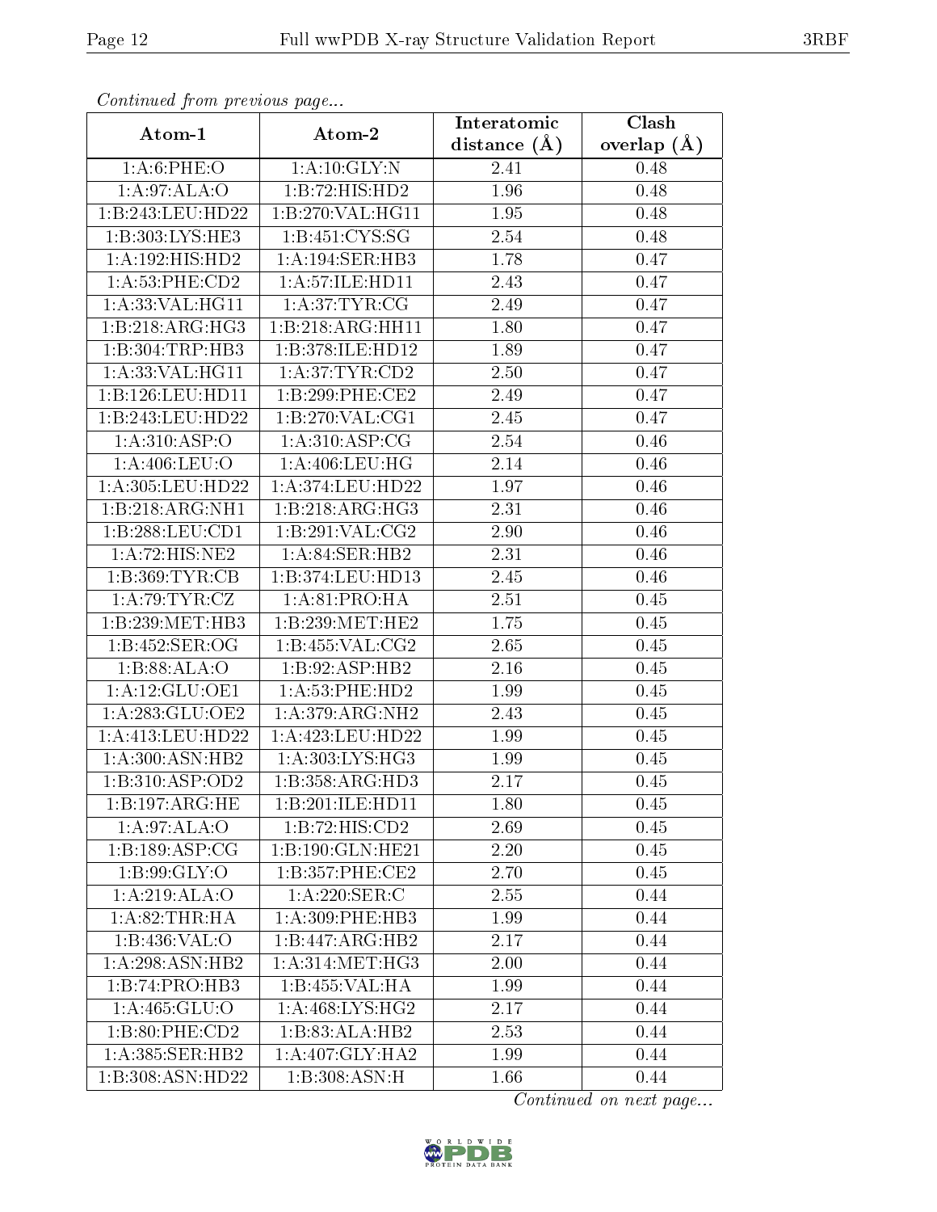*Continued from previous page...*

| Atom-1 | Atom-2 | Interatomic distance (Å) | Clash overlap (Å) |
|---|---|---|---|
| 1:A:6:PHE:O | 1:A:10:GLY:N | 2.41 | 0.48 |
| 1:A:97:ALA:O | 1:B:72:HIS:HD2 | 1.96 | 0.48 |
| 1:B:243:LEU:HD22 | 1:B:270:VAL:HG11 | 1.95 | 0.48 |
| 1:B:303:LYS:HE3 | 1:B:451:CYS:SG | 2.54 | 0.48 |
| 1:A:192:HIS:HD2 | 1:A:194:SER:HB3 | 1.78 | 0.47 |
| 1:A:53:PHE:CD2 | 1:A:57:ILE:HD11 | 2.43 | 0.47 |
| 1:A:33:VAL:HG11 | 1:A:37:TYR:CG | 2.49 | 0.47 |
| 1:B:218:ARG:HG3 | 1:B:218:ARG:HH11 | 1.80 | 0.47 |
| 1:B:304:TRP:HB3 | 1:B:378:ILE:HD12 | 1.89 | 0.47 |
| 1:A:33:VAL:HG11 | 1:A:37:TYR:CD2 | 2.50 | 0.47 |
| 1:B:126:LEU:HD11 | 1:B:299:PHE:CE2 | 2.49 | 0.47 |
| 1:B:243:LEU:HD22 | 1:B:270:VAL:CG1 | 2.45 | 0.47 |
| 1:A:310:ASP:O | 1:A:310:ASP:CG | 2.54 | 0.46 |
| 1:A:406:LEU:O | 1:A:406:LEU:HG | 2.14 | 0.46 |
| 1:A:305:LEU:HD22 | 1:A:374:LEU:HD22 | 1.97 | 0.46 |
| 1:B:218:ARG:NH1 | 1:B:218:ARG:HG3 | 2.31 | 0.46 |
| 1:B:288:LEU:CD1 | 1:B:291:VAL:CG2 | 2.90 | 0.46 |
| 1:A:72:HIS:NE2 | 1:A:84:SER:HB2 | 2.31 | 0.46 |
| 1:B:369:TYR:CB | 1:B:374:LEU:HD13 | 2.45 | 0.46 |
| 1:A:79:TYR:CZ | 1:A:81:PRO:HA | 2.51 | 0.45 |
| 1:B:239:MET:HB3 | 1:B:239:MET:HE2 | 1.75 | 0.45 |
| 1:B:452:SER:OG | 1:B:455:VAL:CG2 | 2.65 | 0.45 |
| 1:B:88:ALA:O | 1:B:92:ASP:HB2 | 2.16 | 0.45 |
| 1:A:12:GLU:OE1 | 1:A:53:PHE:HD2 | 1.99 | 0.45 |
| 1:A:283:GLU:OE2 | 1:A:379:ARG:NH2 | 2.43 | 0.45 |
| 1:A:413:LEU:HD22 | 1:A:423:LEU:HD22 | 1.99 | 0.45 |
| 1:A:300:ASN:HB2 | 1:A:303:LYS:HG3 | 1.99 | 0.45 |
| 1:B:310:ASP:OD2 | 1:B:358:ARG:HD3 | 2.17 | 0.45 |
| 1:B:197:ARG:HE | 1:B:201:ILE:HD11 | 1.80 | 0.45 |
| 1:A:97:ALA:O | 1:B:72:HIS:CD2 | 2.69 | 0.45 |
| 1:B:189:ASP:CG | 1:B:190:GLN:HE21 | 2.20 | 0.45 |
| 1:B:99:GLY:O | 1:B:357:PHE:CE2 | 2.70 | 0.45 |
| 1:A:219:ALA:O | 1:A:220:SER:C | 2.55 | 0.44 |
| 1:A:82:THR:HA | 1:A:309:PHE:HB3 | 1.99 | 0.44 |
| 1:B:436:VAL:O | 1:B:447:ARG:HB2 | 2.17 | 0.44 |
| 1:A:298:ASN:HB2 | 1:A:314:MET:HG3 | 2.00 | 0.44 |
| 1:B:74:PRO:HB3 | 1:B:455:VAL:HA | 1.99 | 0.44 |
| 1:A:465:GLU:O | 1:A:468:LYS:HG2 | 2.17 | 0.44 |
| 1:B:80:PHE:CD2 | 1:B:83:ALA:HB2 | 2.53 | 0.44 |
| 1:A:385:SER:HB2 | 1:A:407:GLY:HA2 | 1.99 | 0.44 |
| 1:B:308:ASN:HD22 | 1:B:308:ASN:H | 1.66 | 0.44 |

*Continued on next page...*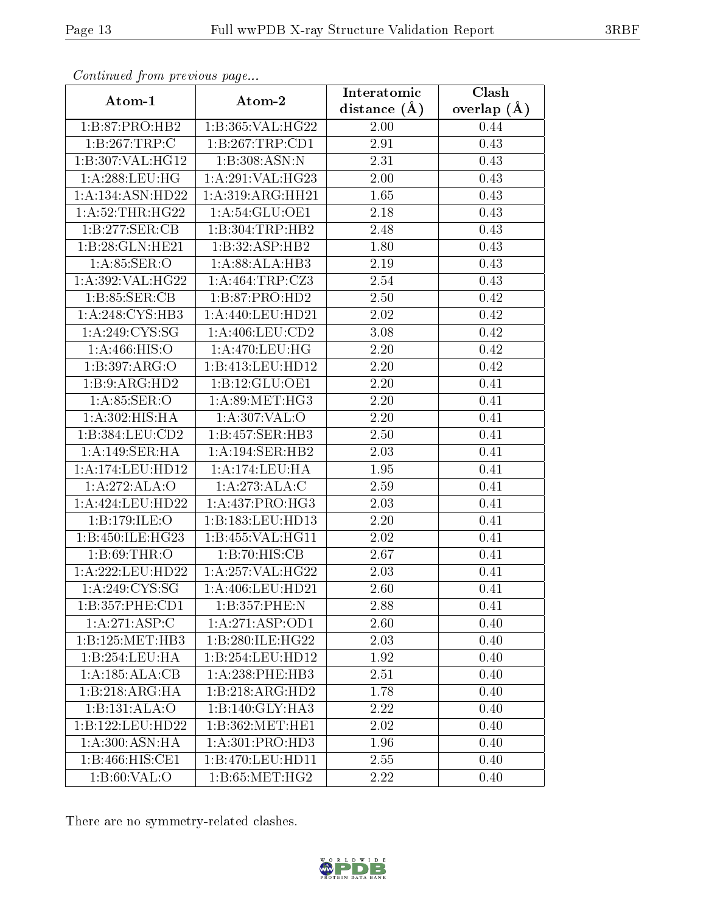*Continued from previous page...*

| Atom-1 | Atom-2 | Interatomic distance (Å) | Clash overlap (Å) |
|---|---|---|---|
| 1:B:87:PRO:HB2 | 1:B:365:VAL:HG22 | 2.00 | 0.44 |
| 1:B:267:TRP:C | 1:B:267:TRP:CD1 | 2.91 | 0.43 |
| 1:B:307:VAL:HG12 | 1:B:308:ASN:N | 2.31 | 0.43 |
| 1:A:288:LEU:HG | 1:A:291:VAL:HG23 | 2.00 | 0.43 |
| 1:A:134:ASN:HD22 | 1:A:319:ARG:HH21 | 1.65 | 0.43 |
| 1:A:52:THR:HG22 | 1:A:54:GLU:OE1 | 2.18 | 0.43 |
| 1:B:277:SER:CB | 1:B:304:TRP:HB2 | 2.48 | 0.43 |
| 1:B:28:GLN:HE21 | 1:B:32:ASP:HB2 | 1.80 | 0.43 |
| 1:A:85:SER:O | 1:A:88:ALA:HB3 | 2.19 | 0.43 |
| 1:A:392:VAL:HG22 | 1:A:464:TRP:CZ3 | 2.54 | 0.43 |
| 1:B:85:SER:CB | 1:B:87:PRO:HD2 | 2.50 | 0.42 |
| 1:A:248:CYS:HB3 | 1:A:440:LEU:HD21 | 2.02 | 0.42 |
| 1:A:249:CYS:SG | 1:A:406:LEU:CD2 | 3.08 | 0.42 |
| 1:A:466:HIS:O | 1:A:470:LEU:HG | 2.20 | 0.42 |
| 1:B:397:ARG:O | 1:B:413:LEU:HD12 | 2.20 | 0.42 |
| 1:B:9:ARG:HD2 | 1:B:12:GLU:OE1 | 2.20 | 0.41 |
| 1:A:85:SER:O | 1:A:89:MET:HG3 | 2.20 | 0.41 |
| 1:A:302:HIS:HA | 1:A:307:VAL:O | 2.20 | 0.41 |
| 1:B:384:LEU:CD2 | 1:B:457:SER:HB3 | 2.50 | 0.41 |
| 1:A:149:SER:HA | 1:A:194:SER:HB2 | 2.03 | 0.41 |
| 1:A:174:LEU:HD12 | 1:A:174:LEU:HA | 1.95 | 0.41 |
| 1:A:272:ALA:O | 1:A:273:ALA:C | 2.59 | 0.41 |
| 1:A:424:LEU:HD22 | 1:A:437:PRO:HG3 | 2.03 | 0.41 |
| 1:B:179:ILE:O | 1:B:183:LEU:HD13 | 2.20 | 0.41 |
| 1:B:450:ILE:HG23 | 1:B:455:VAL:HG11 | 2.02 | 0.41 |
| 1:B:69:THR:O | 1:B:70:HIS:CB | 2.67 | 0.41 |
| 1:A:222:LEU:HD22 | 1:A:257:VAL:HG22 | 2.03 | 0.41 |
| 1:A:249:CYS:SG | 1:A:406:LEU:HD21 | 2.60 | 0.41 |
| 1:B:357:PHE:CD1 | 1:B:357:PHE:N | 2.88 | 0.41 |
| 1:A:271:ASP:C | 1:A:271:ASP:OD1 | 2.60 | 0.40 |
| 1:B:125:MET:HB3 | 1:B:280:ILE:HG22 | 2.03 | 0.40 |
| 1:B:254:LEU:HA | 1:B:254:LEU:HD12 | 1.92 | 0.40 |
| 1:A:185:ALA:CB | 1:A:238:PHE:HB3 | 2.51 | 0.40 |
| 1:B:218:ARG:HA | 1:B:218:ARG:HD2 | 1.78 | 0.40 |
| 1:B:131:ALA:O | 1:B:140:GLY:HA3 | 2.22 | 0.40 |
| 1:B:122:LEU:HD22 | 1:B:362:MET:HE1 | 2.02 | 0.40 |
| 1:A:300:ASN:HA | 1:A:301:PRO:HD3 | 1.96 | 0.40 |
| 1:B:466:HIS:CE1 | 1:B:470:LEU:HD11 | 2.55 | 0.40 |
| 1:B:60:VAL:O | 1:B:65:MET:HG2 | 2.22 | 0.40 |

There are no symmetry-related clashes.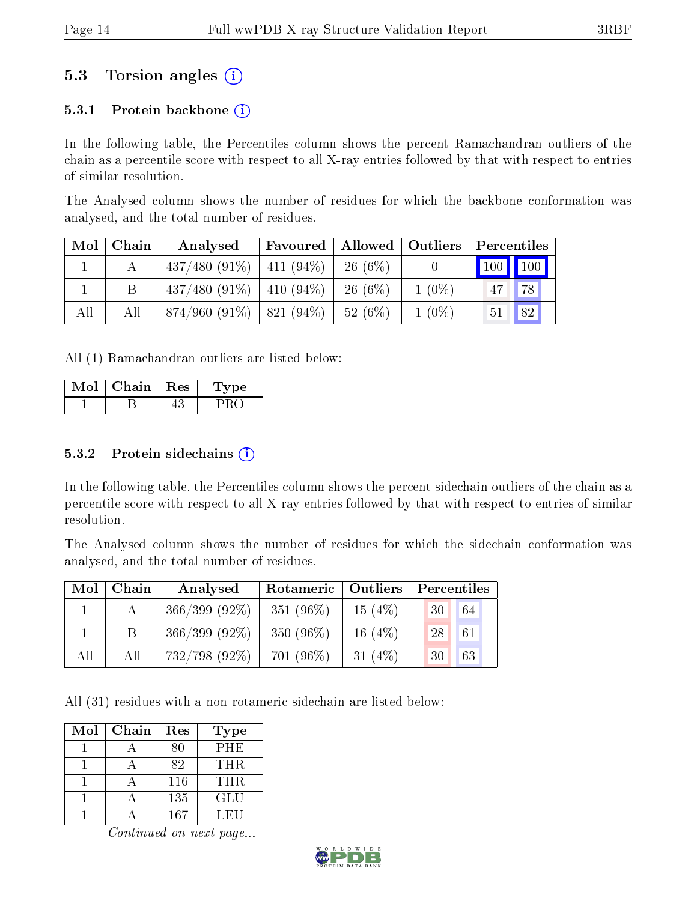## 5.3 Torsion angles

### 5.3.1 Protein backbone

In the following table, the Percentiles column shows the percent Ramachandran outliers of the chain as a percentile score with respect to all X-ray entries followed by that with respect to entries of similar resolution.

The Analysed column shows the number of residues for which the backbone conformation was analysed, and the total number of residues.

| Mol | Chain | Analysed | Favoured | Allowed | Outliers | Percentiles | |
|---|---|---|---|---|---|---|---|
| 1 | A | 437/480 (91%) | 411 (94%) | 26 (6%) | 0 | 100 | 100 |
| 1 | B | 437/480 (91%) | 410 (94%) | 26 (6%) | 1 (0%) | 47 | 78 |
| All | All | 874/960 (91%) | 821 (94%) | 52 (6%) | 1 (0%) | 51 | 82 |

All (1) Ramachandran outliers are listed below:

| Mol | Chain | Res | Type |
|---|---|---|---|
| 1 | B | 43 | PRO |

### 5.3.2 Protein sidechains

In the following table, the Percentiles column shows the percent sidechain outliers of the chain as a percentile score with respect to all X-ray entries followed by that with respect to entries of similar resolution.

The Analysed column shows the number of residues for which the sidechain conformation was analysed, and the total number of residues.

| Mol | Chain | Analysed | Rotameric | Outliers | Percentiles | |
|---|---|---|---|---|---|---|
| 1 | A | 366/399 (92%) | 351 (96%) | 15 (4%) | 30 | 64 |
| 1 | B | 366/399 (92%) | 350 (96%) | 16 (4%) | 28 | 61 |
| All | All | 732/798 (92%) | 701 (96%) | 31 (4%) | 30 | 63 |

All (31) residues with a non-rotameric sidechain are listed below:

| Mol | Chain | Res | Type |
|---|---|---|---|
| 1 | A | 80 | PHE |
| 1 | A | 82 | THR |
| 1 | A | 116 | THR |
| 1 | A | 135 | GLU |
| 1 | A | 167 | LEU |

*Continued on next page...*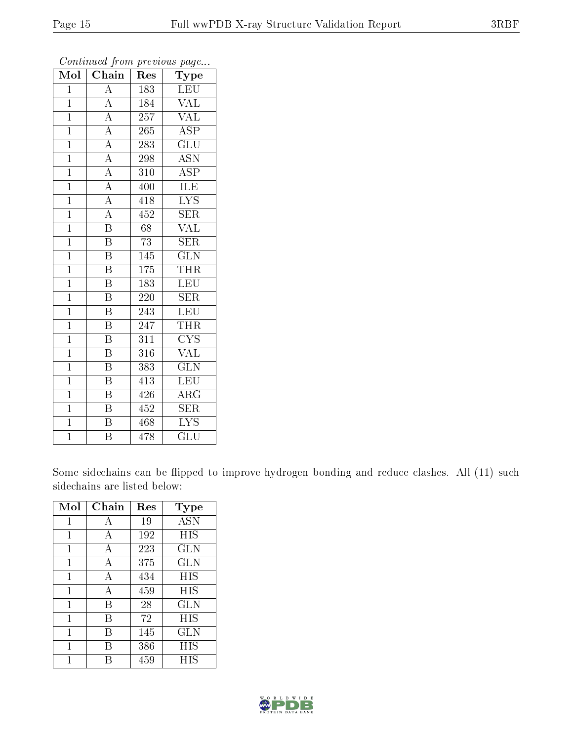*Continued from previous page...*

| Mol | Chain | Res | Type |
|---|---|---|---|
| 1 | A | 183 | LEU |
| 1 | A | 184 | VAL |
| 1 | A | 257 | VAL |
| 1 | A | 265 | ASP |
| 1 | A | 283 | GLU |
| 1 | A | 298 | ASN |
| 1 | A | 310 | ASP |
| 1 | A | 400 | ILE |
| 1 | A | 418 | LYS |
| 1 | A | 452 | SER |
| 1 | B | 68 | VAL |
| 1 | B | 73 | SER |
| 1 | B | 145 | GLN |
| 1 | B | 175 | THR |
| 1 | B | 183 | LEU |
| 1 | B | 220 | SER |
| 1 | B | 243 | LEU |
| 1 | B | 247 | THR |
| 1 | B | 311 | CYS |
| 1 | B | 316 | VAL |
| 1 | B | 383 | GLN |
| 1 | B | 413 | LEU |
| 1 | B | 426 | ARG |
| 1 | B | 452 | SER |
| 1 | B | 468 | LYS |
| 1 | B | 478 | GLU |

Some sidechains can be flipped to improve hydrogen bonding and reduce clashes. All (11) such sidechains are listed below:

| Mol | Chain | Res | Type |
|---|---|---|---|
| 1 | A | 19 | ASN |
| 1 | A | 192 | HIS |
| 1 | A | 223 | GLN |
| 1 | A | 375 | GLN |
| 1 | A | 434 | HIS |
| 1 | A | 459 | HIS |
| 1 | B | 28 | GLN |
| 1 | B | 72 | HIS |
| 1 | B | 145 | GLN |
| 1 | B | 386 | HIS |
| 1 | B | 459 | HIS |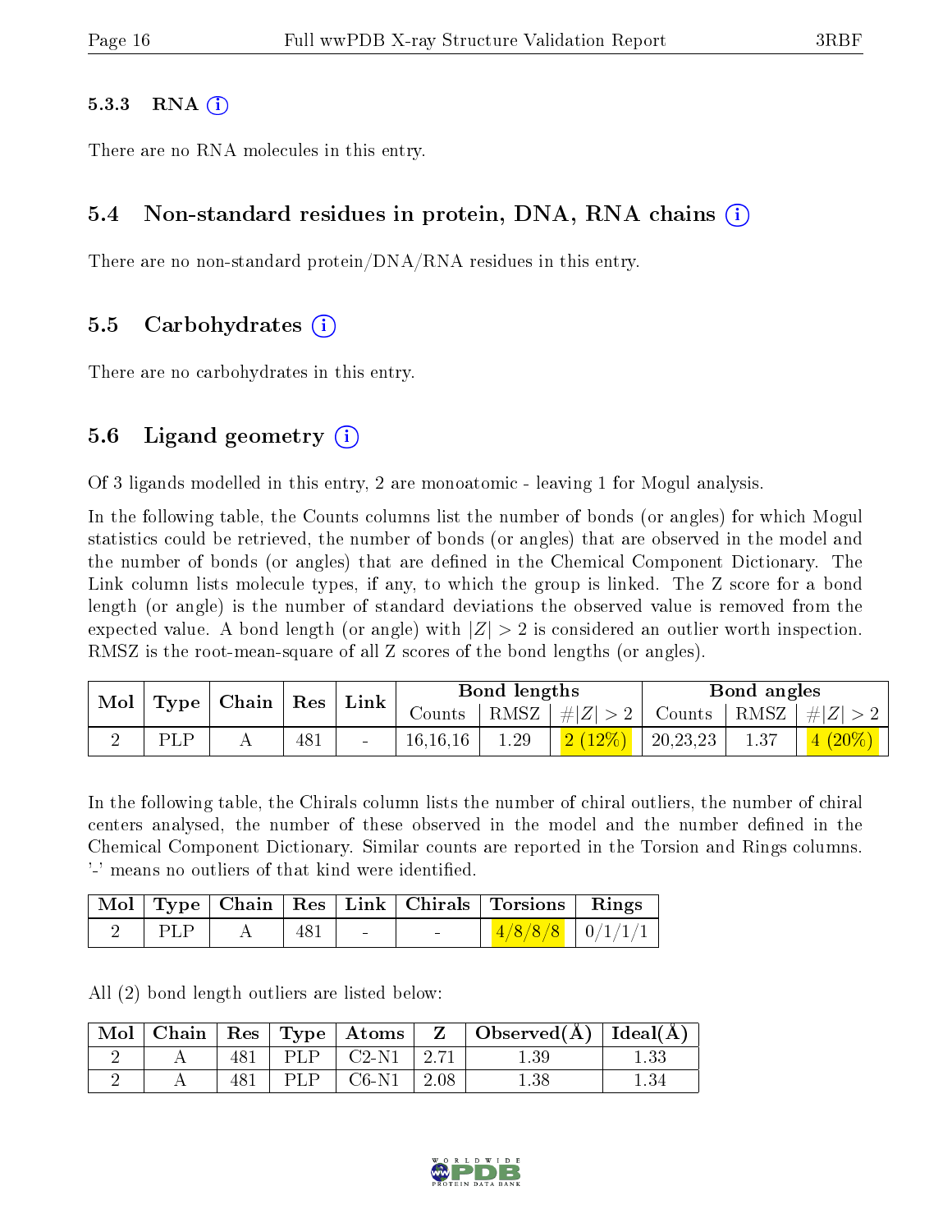#### 5.3.3 RNA

There are no RNA molecules in this entry.

### 5.4 Non-standard residues in protein, DNA, RNA chains

There are no non-standard protein/DNA/RNA residues in this entry.

### 5.5 Carbohydrates

There are no carbohydrates in this entry.

### 5.6 Ligand geometry

Of 3 ligands modelled in this entry, 2 are monoatomic - leaving 1 for Mogul analysis.

In the following table, the Counts columns list the number of bonds (or angles) for which Mogul statistics could be retrieved, the number of bonds (or angles) that are observed in the model and the number of bonds (or angles) that are defined in the Chemical Component Dictionary. The Link column lists molecule types, if any, to which the group is linked. The Z score for a bond length (or angle) is the number of standard deviations the observed value is removed from the expected value. A bond length (or angle) with $|Z| > 2$ is considered an outlier worth inspection. RMSZ is the root-mean-square of all Z scores of the bond lengths (or angles).

| Mol | Type | Chain | Res | Link | Bond lengths | | | Bond angles | | |
|---|---|---|---|---|---|---|---|---|---|---|
| | | | | | Counts | RMSZ | #$\|Z\| > 2$ | Counts | RMSZ | #$\|Z\| > 2$ |
| 2 | PLP | A | 481 | - | 16,16,16 | 1.29 | 2 (12%) | 20,23,23 | 1.37 | 4 (20%) |

In the following table, the Chirals column lists the number of chiral outliers, the number of chiral centers analysed, the number of these observed in the model and the number defined in the Chemical Component Dictionary. Similar counts are reported in the Torsion and Rings columns. '-' means no outliers of that kind were identified.

| Mol | Type | Chain | Res | Link | Chirals | Torsions | Rings |
|---|---|---|---|---|---|---|---|
| 2 | PLP | A | 481 | - | - | 4/8/8/8 | 0/1/1/1 |

All (2) bond length outliers are listed below:

| Mol | Chain | Res | Type | Atoms | Z | Observed(Å) | Ideal(Å) |
|---|---|---|---|---|---|---|---|
| 2 | A | 481 | PLP | C2-N1 | 2.71 | 1.39 | 1.33 |
| 2 | A | 481 | PLP | C6-N1 | 2.08 | 1.38 | 1.34 |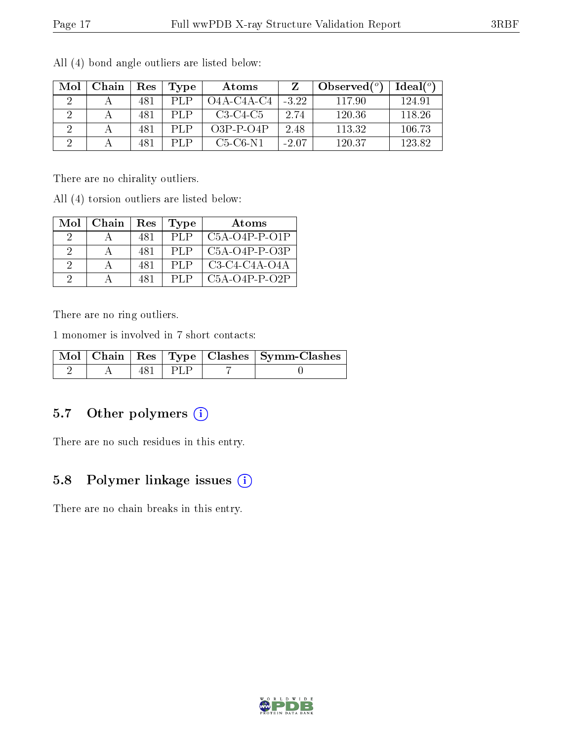All (4) bond angle outliers are listed below:

| Mol | Chain | Res | Type | Atoms | Z | Observed(°) | Ideal(°) |
|---|---|---|---|---|---|---|---|
| 2 | A | 481 | PLP | O4A-C4A-C4 | -3.22 | 117.90 | 124.91 |
| 2 | A | 481 | PLP | C3-C4-C5 | 2.74 | 120.36 | 118.26 |
| 2 | A | 481 | PLP | O3P-P-O4P | 2.48 | 113.32 | 106.73 |
| 2 | A | 481 | PLP | C5-C6-N1 | -2.07 | 120.37 | 123.82 |

There are no chirality outliers.

All (4) torsion outliers are listed below:

| Mol | Chain | Res | Type | Atoms |
|---|---|---|---|---|
| 2 | A | 481 | PLP | C5A-O4P-P-O1P |
| 2 | A | 481 | PLP | C5A-O4P-P-O3P |
| 2 | A | 481 | PLP | C3-C4-C4A-O4A |
| 2 | A | 481 | PLP | C5A-O4P-P-O2P |

There are no ring outliers.

1 monomer is involved in 7 short contacts:

| Mol | Chain | Res | Type | Clashes | Symm-Clashes |
|---|---|---|---|---|---|
| 2 | A | 481 | PLP | 7 | 0 |

## 5.7 Other polymers (i)

There are no such residues in this entry.

## 5.8 Polymer linkage issues (i)

There are no chain breaks in this entry.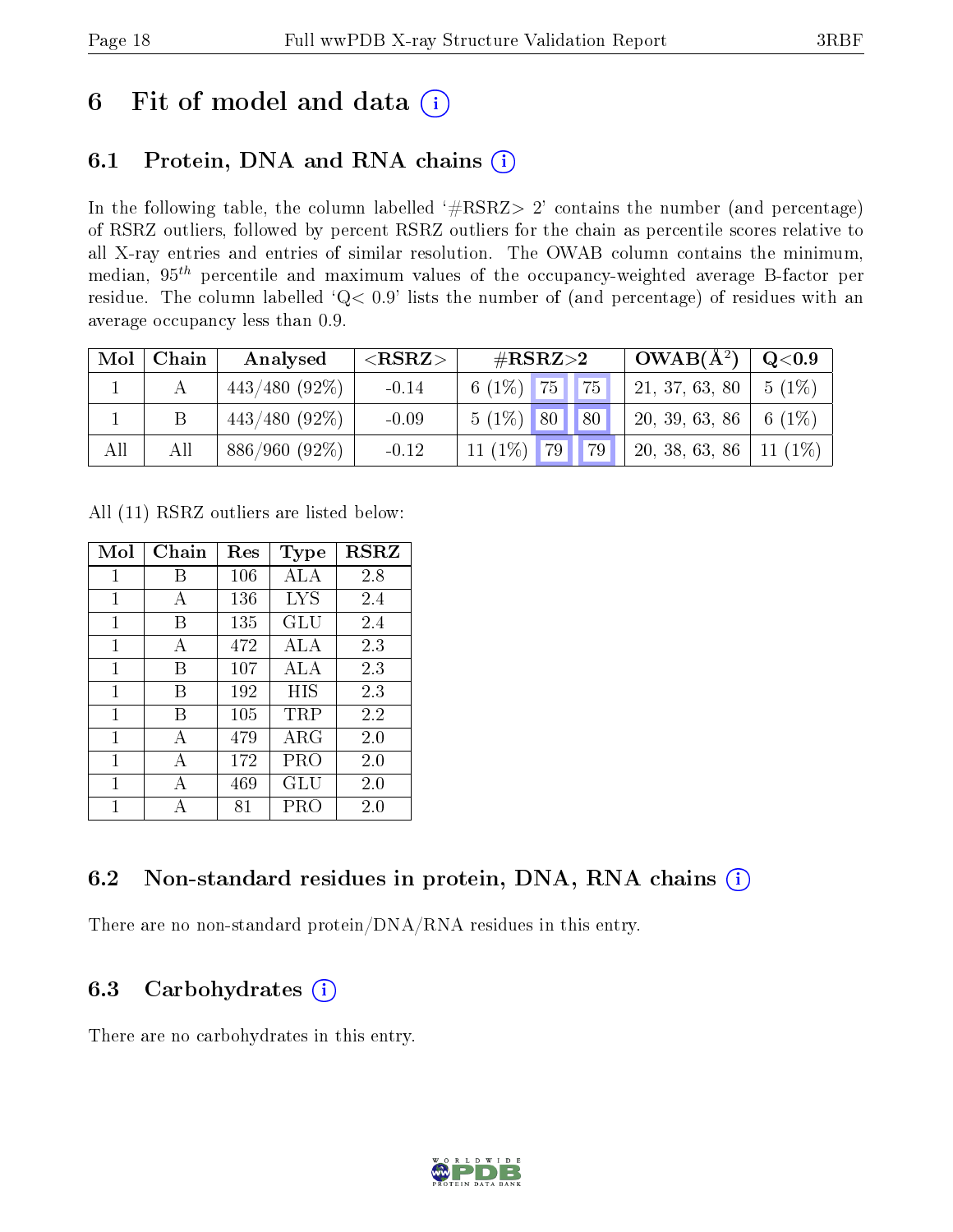# 6 Fit of model and data (i)

## 6.1 Protein, DNA and RNA chains (i)

In the following table, the column labelled '#RSRZ> 2' contains the number (and percentage) of RSRZ outliers, followed by percent RSRZ outliers for the chain as percentile scores relative to all X-ray entries and entries of similar resolution. The OWAB column contains the minimum, median, $95^{th}$ percentile and maximum values of the occupancy-weighted average B-factor per residue. The column labelled 'Q< 0.9' lists the number of (and percentage) of residues with an average occupancy less than 0.9.

| Mol | Chain | Analysed | <RSRZ> | #RSRZ>2 | | | OWAB(Å$^2$) | Q<0.9 |
|---|---|---|---|---|---|---|---|---|
| 1 | A | 443/480 (92%) | -0.14 | 6 (1%) | 75 | 75 | 21, 37, 63, 80 | 5 (1%) |
| 1 | B | 443/480 (92%) | -0.09 | 5 (1%) | 80 | 80 | 20, 39, 63, 86 | 6 (1%) |
| All | All | 886/960 (92%) | -0.12 | 11 (1%) | 79 | 79 | 20, 38, 63, 86 | 11 (1%) |

All (11) RSRZ outliers are listed below:

| Mol | Chain | Res | Type | RSRZ |
|---|---|---|---|---|
| 1 | B | 106 | ALA | 2.8 |
| 1 | A | 136 | LYS | 2.4 |
| 1 | B | 135 | GLU | 2.4 |
| 1 | A | 472 | ALA | 2.3 |
| 1 | B | 107 | ALA | 2.3 |
| 1 | B | 192 | HIS | 2.3 |
| 1 | B | 105 | TRP | 2.2 |
| 1 | A | 479 | ARG | 2.0 |
| 1 | A | 172 | PRO | 2.0 |
| 1 | A | 469 | GLU | 2.0 |
| 1 | A | 81 | PRO | 2.0 |

## 6.2 Non-standard residues in protein, DNA, RNA chains (i)

There are no non-standard protein/DNA/RNA residues in this entry.

## 6.3 Carbohydrates (i)

There are no carbohydrates in this entry.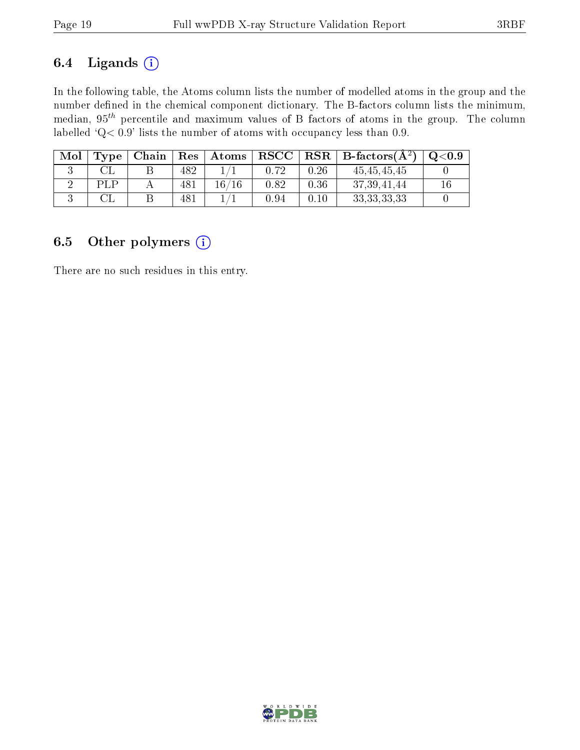## 6.4 Ligands (i)

In the following table, the Atoms column lists the number of modelled atoms in the group and the number defined in the chemical component dictionary. The B-factors column lists the minimum, median, $95^{th}$ percentile and maximum values of B factors of atoms in the group. The column labelled 'Q< 0.9' lists the number of atoms with occupancy less than 0.9.

| Mol | Type | Chain | Res | Atoms | RSCC | RSR | B-factors(Å$^2$) | Q<0.9 |
|---|---|---|---|---|---|---|---|---|
| 3 | CL | B | 482 | 1/1 | 0.72 | 0.26 | 45,45,45,45 | 0 |
| 2 | PLP | A | 481 | 16/16 | 0.82 | 0.36 | 37,39,41,44 | 16 |
| 3 | CL | B | 481 | 1/1 | 0.94 | 0.10 | 33,33,33,33 | 0 |

## 6.5 Other polymers (i)

There are no such residues in this entry.